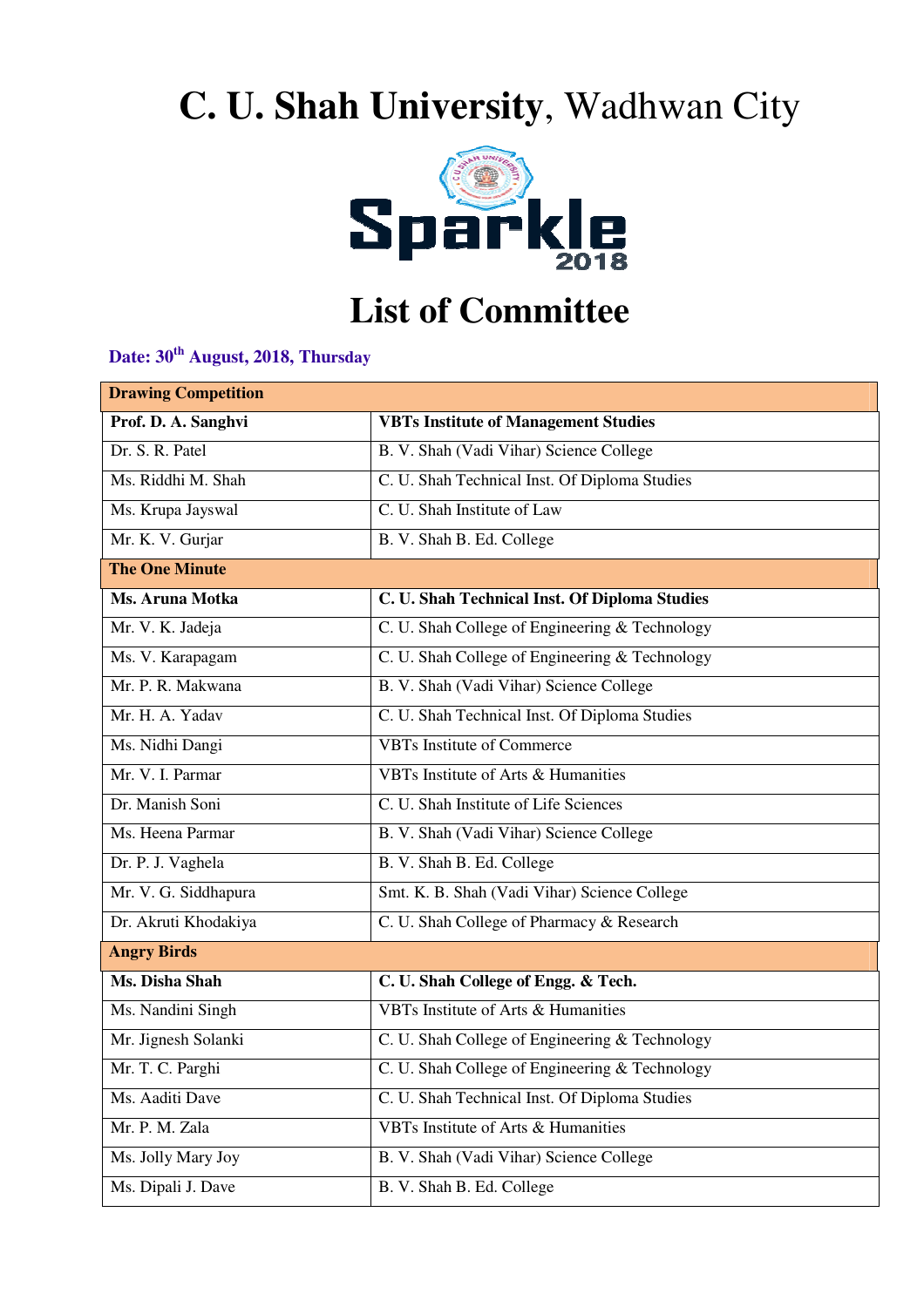# **C. U. Shah University**, Wadhwan City

**Sparkle 2018**

# List of Committee

**Date: 30th August, 2018, Thursday**

| **Drawing Competition** | |
|---|---|
| **Prof. D. A. Sanghvi** | **VBTs Institute of Management Studies** |
| Dr. S. R. Patel | B. V. Shah (Vadi Vihar) Science College |
| Ms. Riddhi M. Shah | C. U. Shah Technical Inst. Of Diploma Studies |
| Ms. Krupa Jayswal | C. U. Shah Institute of Law |
| Mr. K. V. Gurjar | B. V. Shah B. Ed. College |
| **The One Minute** | |
| **Ms. Aruna Motka** | **C. U. Shah Technical Inst. Of Diploma Studies** |
| Mr. V. K. Jadeja | C. U. Shah College of Engineering & Technology |
| Ms. V. Karapagam | C. U. Shah College of Engineering & Technology |
| Mr. P. R. Makwana | B. V. Shah (Vadi Vihar) Science College |
| Mr. H. A. Yadav | C. U. Shah Technical Inst. Of Diploma Studies |
| Ms. Nidhi Dangi | VBTs Institute of Commerce |
| Mr. V. I. Parmar | VBTs Institute of Arts & Humanities |
| Dr. Manish Soni | C. U. Shah Institute of Life Sciences |
| Ms. Heena Parmar | B. V. Shah (Vadi Vihar) Science College |
| Dr. P. J. Vaghela | B. V. Shah B. Ed. College |
| Mr. V. G. Siddhapura | Smt. K. B. Shah (Vadi Vihar) Science College |
| Dr. Akruti Khodakiya | C. U. Shah College of Pharmacy & Research |
| **Angry Birds** | |
| **Ms. Disha Shah** | **C. U. Shah College of Engg. & Tech.** |
| Ms. Nandini Singh | VBTs Institute of Arts & Humanities |
| Mr. Jignesh Solanki | C. U. Shah College of Engineering & Technology |
| Mr. T. C. Parghi | C. U. Shah College of Engineering & Technology |
| Ms. Aaditi Dave | C. U. Shah Technical Inst. Of Diploma Studies |
| Mr. P. M. Zala | VBTs Institute of Arts & Humanities |
| Ms. Jolly Mary Joy | B. V. Shah (Vadi Vihar) Science College |
| Ms. Dipali J. Dave | B. V. Shah B. Ed. College |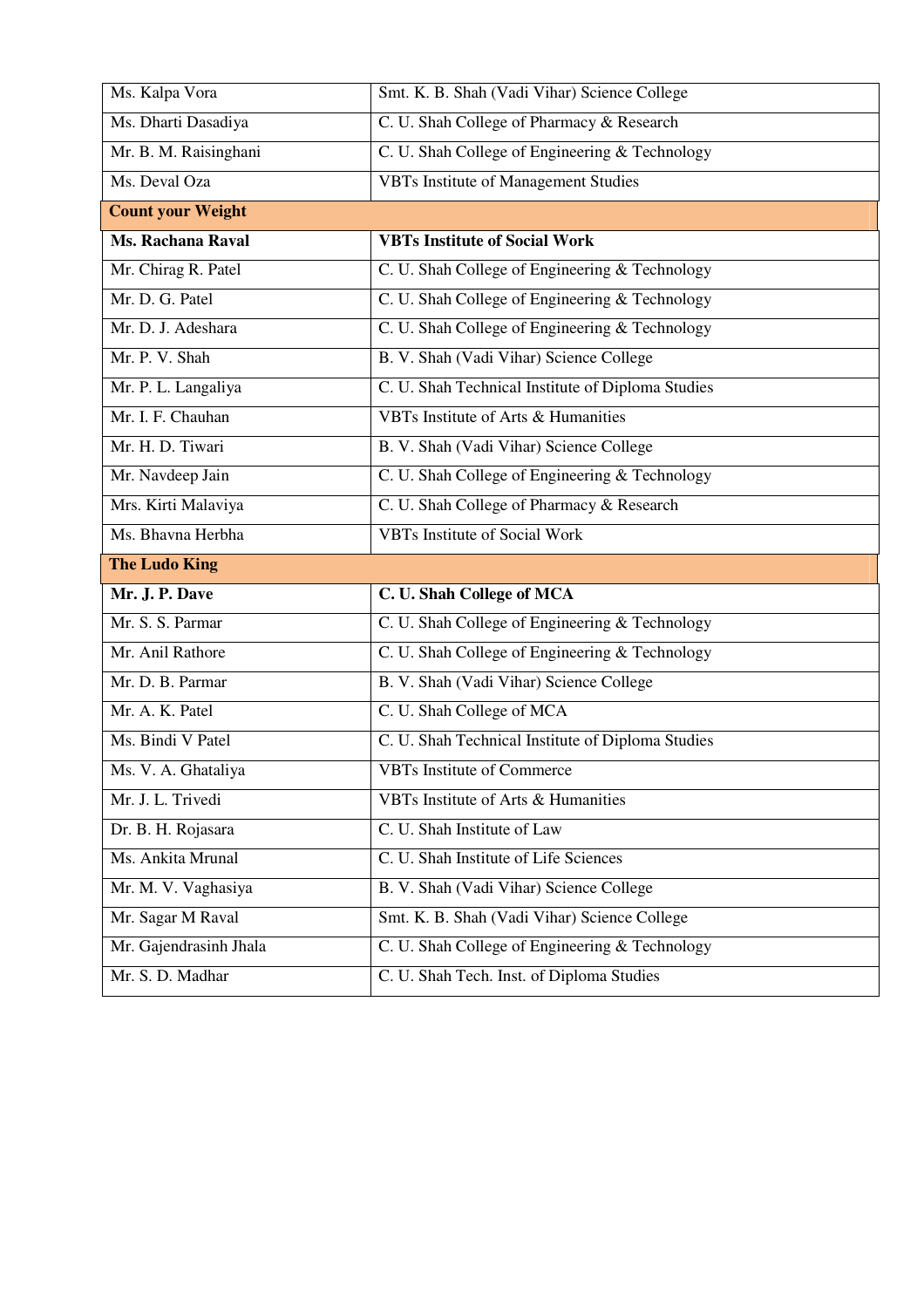| | |
|---|---|
| Ms. Kalpa Vora | Smt. K. B. Shah (Vadi Vihar) Science College |
| Ms. Dharti Dasadiya | C. U. Shah College of Pharmacy & Research |
| Mr. B. M. Raisinghani | C. U. Shah College of Engineering & Technology |
| Ms. Deval Oza | VBTs Institute of Management Studies |
| **Count your Weight** | |
| **Ms. Rachana Raval** | **VBTs Institute of Social Work** |
| Mr. Chirag R. Patel | C. U. Shah College of Engineering & Technology |
| Mr. D. G. Patel | C. U. Shah College of Engineering & Technology |
| Mr. D. J. Adeshara | C. U. Shah College of Engineering & Technology |
| Mr. P. V. Shah | B. V. Shah (Vadi Vihar) Science College |
| Mr. P. L. Langaliya | C. U. Shah Technical Institute of Diploma Studies |
| Mr. I. F. Chauhan | VBTs Institute of Arts & Humanities |
| Mr. H. D. Tiwari | B. V. Shah (Vadi Vihar) Science College |
| Mr. Navdeep Jain | C. U. Shah College of Engineering & Technology |
| Mrs. Kirti Malaviya | C. U. Shah College of Pharmacy & Research |
| Ms. Bhavna Herbha | VBTs Institute of Social Work |
| **The Ludo King** | |
| **Mr. J. P. Dave** | **C. U. Shah College of MCA** |
| Mr. S. S. Parmar | C. U. Shah College of Engineering & Technology |
| Mr. Anil Rathore | C. U. Shah College of Engineering & Technology |
| Mr. D. B. Parmar | B. V. Shah (Vadi Vihar) Science College |
| Mr. A. K. Patel | C. U. Shah College of MCA |
| Ms. Bindi V Patel | C. U. Shah Technical Institute of Diploma Studies |
| Ms. V. A. Ghataliya | VBTs Institute of Commerce |
| Mr. J. L. Trivedi | VBTs Institute of Arts & Humanities |
| Dr. B. H. Rojasara | C. U. Shah Institute of Law |
| Ms. Ankita Mrunal | C. U. Shah Institute of Life Sciences |
| Mr. M. V. Vaghasiya | B. V. Shah (Vadi Vihar) Science College |
| Mr. Sagar M Raval | Smt. K. B. Shah (Vadi Vihar) Science College |
| Mr. Gajendrasinh Jhala | C. U. Shah College of Engineering & Technology |
| Mr. S. D. Madhar | C. U. Shah Tech. Inst. of Diploma Studies |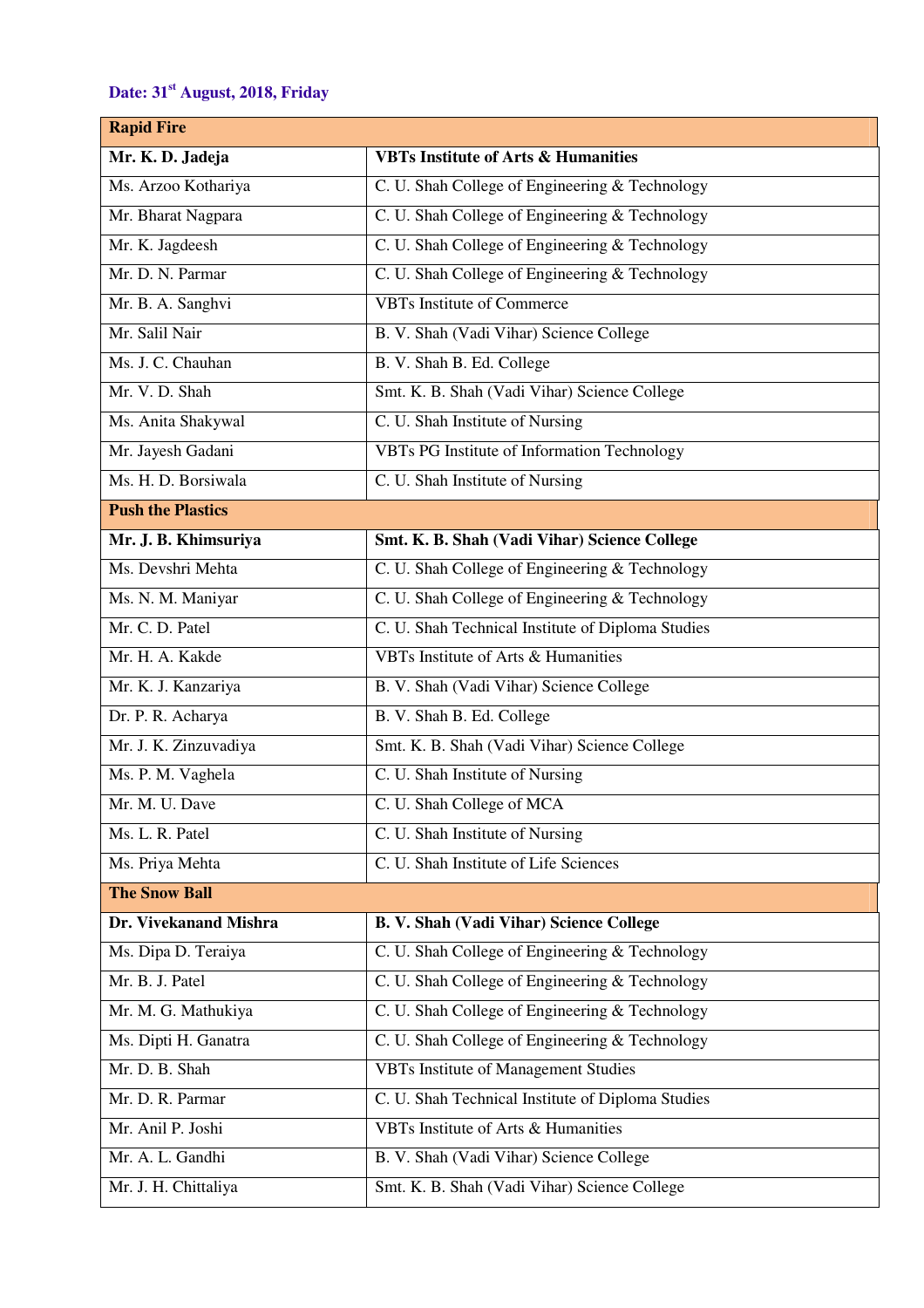**Date: 31st August, 2018, Friday**

| **Rapid Fire** | |
|---|---|
| **Mr. K. D. Jadeja** | **VBTs Institute of Arts & Humanities** |
| Ms. Arzoo Kothariya | C. U. Shah College of Engineering & Technology |
| Mr. Bharat Nagpara | C. U. Shah College of Engineering & Technology |
| Mr. K. Jagdeesh | C. U. Shah College of Engineering & Technology |
| Mr. D. N. Parmar | C. U. Shah College of Engineering & Technology |
| Mr. B. A. Sanghvi | VBTs Institute of Commerce |
| Mr. Salil Nair | B. V. Shah (Vadi Vihar) Science College |
| Ms. J. C. Chauhan | B. V. Shah B. Ed. College |
| Mr. V. D. Shah | Smt. K. B. Shah (Vadi Vihar) Science College |
| Ms. Anita Shakywal | C. U. Shah Institute of Nursing |
| Mr. Jayesh Gadani | VBTs PG Institute of Information Technology |
| Ms. H. D. Borsiwala | C. U. Shah Institute of Nursing |
| **Push the Plastics** | |
| **Mr. J. B. Khimsuriya** | **Smt. K. B. Shah (Vadi Vihar) Science College** |
| Ms. Devshri Mehta | C. U. Shah College of Engineering & Technology |
| Ms. N. M. Maniyar | C. U. Shah College of Engineering & Technology |
| Mr. C. D. Patel | C. U. Shah Technical Institute of Diploma Studies |
| Mr. H. A. Kakde | VBTs Institute of Arts & Humanities |
| Mr. K. J. Kanzariya | B. V. Shah (Vadi Vihar) Science College |
| Dr. P. R. Acharya | B. V. Shah B. Ed. College |
| Mr. J. K. Zinzuvadiya | Smt. K. B. Shah (Vadi Vihar) Science College |
| Ms. P. M. Vaghela | C. U. Shah Institute of Nursing |
| Mr. M. U. Dave | C. U. Shah College of MCA |
| Ms. L. R. Patel | C. U. Shah Institute of Nursing |
| Ms. Priya Mehta | C. U. Shah Institute of Life Sciences |
| **The Snow Ball** | |
| **Dr. Vivekanand Mishra** | **B. V. Shah (Vadi Vihar) Science College** |
| Ms. Dipa D. Teraiya | C. U. Shah College of Engineering & Technology |
| Mr. B. J. Patel | C. U. Shah College of Engineering & Technology |
| Mr. M. G. Mathukiya | C. U. Shah College of Engineering & Technology |
| Ms. Dipti H. Ganatra | C. U. Shah College of Engineering & Technology |
| Mr. D. B. Shah | VBTs Institute of Management Studies |
| Mr. D. R. Parmar | C. U. Shah Technical Institute of Diploma Studies |
| Mr. Anil P. Joshi | VBTs Institute of Arts & Humanities |
| Mr. A. L. Gandhi | B. V. Shah (Vadi Vihar) Science College |
| Mr. J. H. Chittaliya | Smt. K. B. Shah (Vadi Vihar) Science College |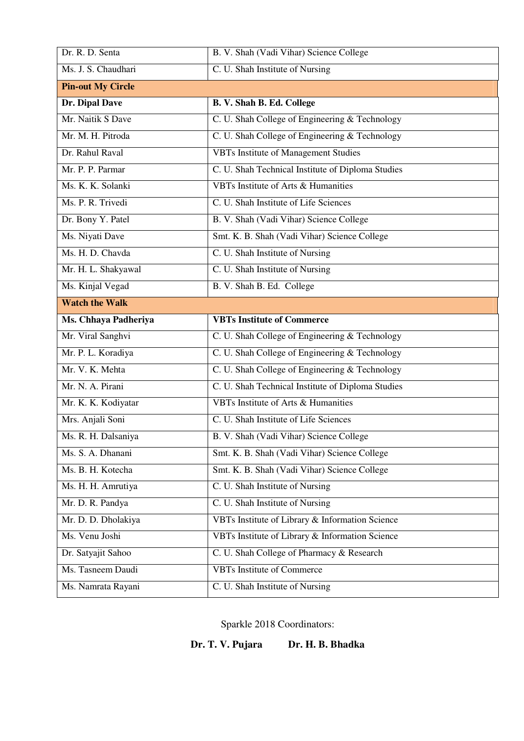| | |
|---|---|
| Dr. R. D. Senta | B. V. Shah (Vadi Vihar) Science College |
| Ms. J. S. Chaudhari | C. U. Shah Institute of Nursing |
| **Pin-out My Circle** | |
| **Dr. Dipal Dave** | **B. V. Shah B. Ed. College** |
| Mr. Naitik S Dave | C. U. Shah College of Engineering & Technology |
| Mr. M. H. Pitroda | C. U. Shah College of Engineering & Technology |
| Dr. Rahul Raval | VBTs Institute of Management Studies |
| Mr. P. P. Parmar | C. U. Shah Technical Institute of Diploma Studies |
| Ms. K. K. Solanki | VBTs Institute of Arts & Humanities |
| Ms. P. R. Trivedi | C. U. Shah Institute of Life Sciences |
| Dr. Bony Y. Patel | B. V. Shah (Vadi Vihar) Science College |
| Ms. Niyati Dave | Smt. K. B. Shah (Vadi Vihar) Science College |
| Ms. H. D. Chavda | C. U. Shah Institute of Nursing |
| Mr. H. L. Shakyawal | C. U. Shah Institute of Nursing |
| Ms. Kinjal Vegad | B. V. Shah B. Ed. College |
| **Watch the Walk** | |
| **Ms. Chhaya Padheriya** | **VBTs Institute of Commerce** |
| Mr. Viral Sanghvi | C. U. Shah College of Engineering & Technology |
| Mr. P. L. Koradiya | C. U. Shah College of Engineering & Technology |
| Mr. V. K. Mehta | C. U. Shah College of Engineering & Technology |
| Mr. N. A. Pirani | C. U. Shah Technical Institute of Diploma Studies |
| Mr. K. K. Kodiyatar | VBTs Institute of Arts & Humanities |
| Mrs. Anjali Soni | C. U. Shah Institute of Life Sciences |
| Ms. R. H. Dalsaniya | B. V. Shah (Vadi Vihar) Science College |
| Ms. S. A. Dhanani | Smt. K. B. Shah (Vadi Vihar) Science College |
| Ms. B. H. Kotecha | Smt. K. B. Shah (Vadi Vihar) Science College |
| Ms. H. H. Amrutiya | C. U. Shah Institute of Nursing |
| Mr. D. R. Pandya | C. U. Shah Institute of Nursing |
| Mr. D. D. Dholakiya | VBTs Institute of Library & Information Science |
| Ms. Venu Joshi | VBTs Institute of Library & Information Science |
| Dr. Satyajit Sahoo | C. U. Shah College of Pharmacy & Research |
| Ms. Tasneem Daudi | VBTs Institute of Commerce |
| Ms. Namrata Rayani | C. U. Shah Institute of Nursing |

Sparkle 2018 Coordinators:

**Dr. T. V. Pujara** **Dr. H. B. Bhadka**